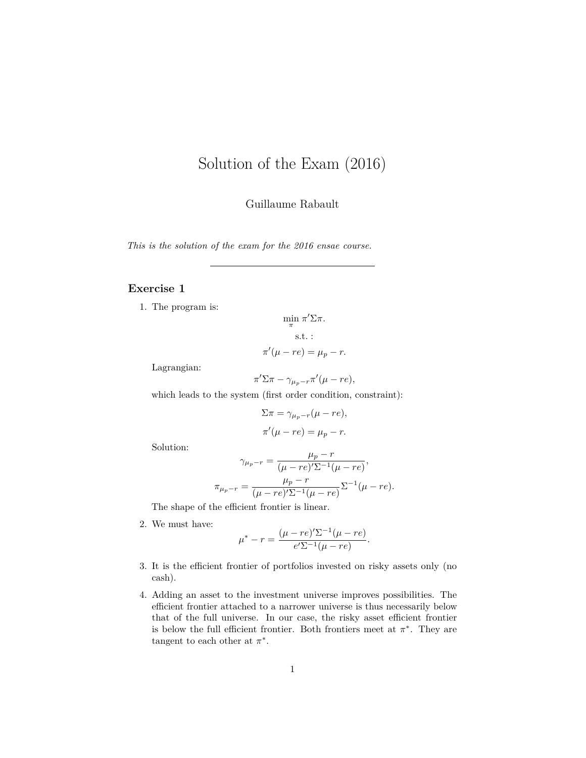# Solution of the Exam (2016)

Guillaume Rabault

*This is the solution of the exam for the 2016 ensae course.*

---

## Exercise 1

1. The program is:

$$\min_{\pi} \pi'\Sigma\pi.$$

$$\text{s.t. :}$$

$$\pi'(\mu - re) = \mu_p - r.$$

   Lagrangian:

$$\pi'\Sigma\pi - \gamma_{\mu_p - r}\pi'(\mu - re),$$

   which leads to the system (first order condition, constraint):

$$\Sigma\pi = \gamma_{\mu_p - r}(\mu - re),$$

$$\pi'(\mu - re) = \mu_p - r.$$

   Solution:

$$\gamma_{\mu_p - r} = \frac{\mu_p - r}{(\mu - re)'\Sigma^{-1}(\mu - re)},$$

$$\pi_{\mu_p - r} = \frac{\mu_p - r}{(\mu - re)'\Sigma^{-1}(\mu - re)}\Sigma^{-1}(\mu - re).$$

   The shape of the efficient frontier is linear.

2. We must have:

$$\mu^* - r = \frac{(\mu - re)'\Sigma^{-1}(\mu - re)}{e'\Sigma^{-1}(\mu - re)}.$$

3. It is the efficient frontier of portfolios invested on risky assets only (no cash).

4. Adding an asset to the investment universe improves possibilities. The efficient frontier attached to a narrower universe is thus necessarily below that of the full universe. In our case, the risky asset efficient frontier is below the full efficient frontier. Both frontiers meet at $\pi^*$. They are tangent to each other at $\pi^*$.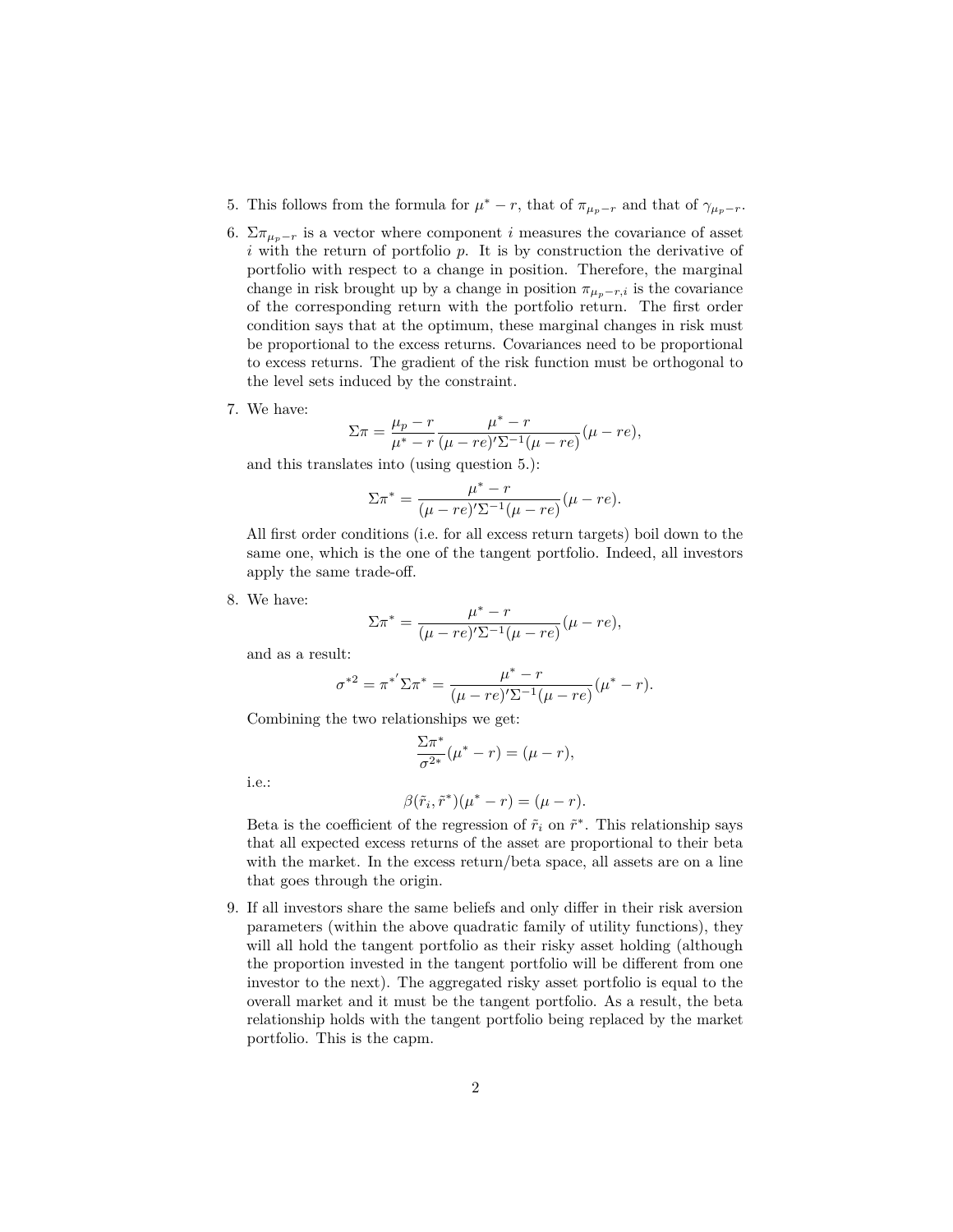5. This follows from the formula for $\mu^* - r$, that of $\pi_{\mu_p - r}$ and that of $\gamma_{\mu_p - r}$.

6. $\Sigma\pi_{\mu_p - r}$ is a vector where component $i$ measures the covariance of asset $i$ with the return of portfolio $p$. It is by construction the derivative of portfolio with respect to a change in position. Therefore, the marginal change in risk brought up by a change in position $\pi_{\mu_p - r, i}$ is the covariance of the corresponding return with the portfolio return. The first order condition says that at the optimum, these marginal changes in risk must be proportional to the excess returns. Covariances need to be proportional to excess returns. The gradient of the risk function must be orthogonal to the level sets induced by the constraint.

7. We have:
$$\Sigma\pi = \frac{\mu_p - r}{\mu^* - r} \frac{\mu^* - r}{(\mu - re)'\Sigma^{-1}(\mu - re)}(\mu - re),$$
and this translates into (using question 5.):
$$\Sigma\pi^* = \frac{\mu^* - r}{(\mu - re)'\Sigma^{-1}(\mu - re)}(\mu - re).$$
All first order conditions (i.e. for all excess return targets) boil down to the same one, which is the one of the tangent portfolio. Indeed, all investors apply the same trade-off.

8. We have:
$$\Sigma\pi^* = \frac{\mu^* - r}{(\mu - re)'\Sigma^{-1}(\mu - re)}(\mu - re),$$
and as a result:
$$\sigma^{*2} = \pi^{*'}\Sigma\pi^* = \frac{\mu^* - r}{(\mu - re)'\Sigma^{-1}(\mu - re)}(\mu^* - r).$$
Combining the two relationships we get:
$$\frac{\Sigma\pi^*}{\sigma^{2*}}(\mu^* - r) = (\mu - r),$$
i.e.:
$$\beta(\tilde{r}_i, \tilde{r}^*)(\mu^* - r) = (\mu - r).$$
Beta is the coefficient of the regression of $\tilde{r}_i$ on $\tilde{r}^*$. This relationship says that all expected excess returns of the asset are proportional to their beta with the market. In the excess return/beta space, all assets are on a line that goes through the origin.

9. If all investors share the same beliefs and only differ in their risk aversion parameters (within the above quadratic family of utility functions), they will all hold the tangent portfolio as their risky asset holding (although the proportion invested in the tangent portfolio will be different from one investor to the next). The aggregated risky asset portfolio is equal to the overall market and it must be the tangent portfolio. As a result, the beta relationship holds with the tangent portfolio being replaced by the market portfolio. This is the capm.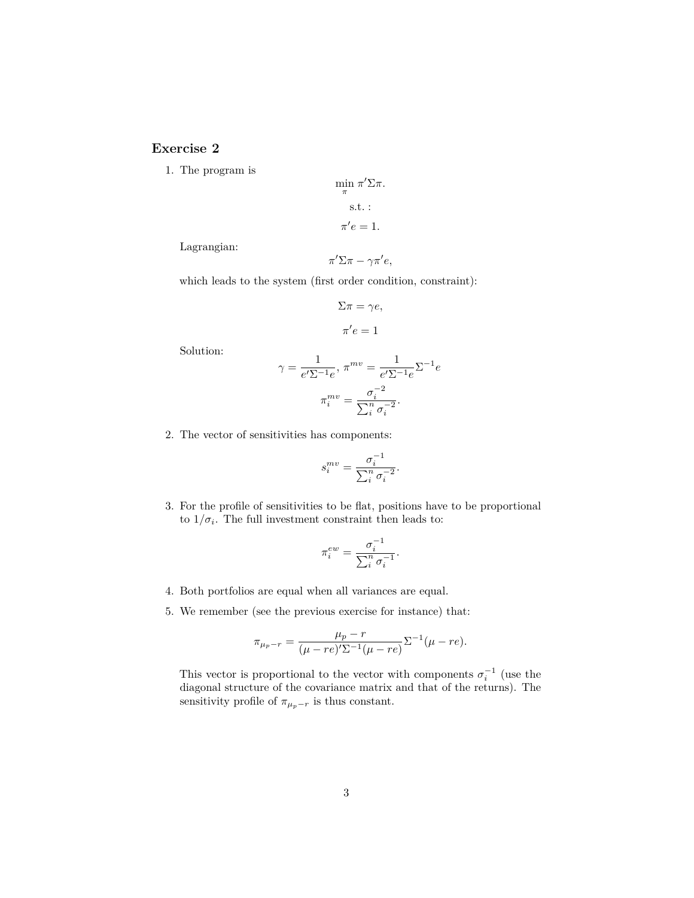## Exercise 2

1. The program is

$$\min_{\pi} \pi' \Sigma \pi.$$

$$\text{s.t. :}$$

$$\pi' e = 1.$$

Lagrangian:

$$\pi' \Sigma \pi - \gamma \pi' e,$$

which leads to the system (first order condition, constraint):

$$\Sigma \pi = \gamma e,$$

$$\pi' e = 1$$

Solution:

$$\gamma = \frac{1}{e' \Sigma^{-1} e}, \; \pi^{mv} = \frac{1}{e' \Sigma^{-1} e} \Sigma^{-1} e$$

$$\pi_i^{mv} = \frac{\sigma_i^{-2}}{\sum_i^n \sigma_i^{-2}}.$$

2. The vector of sensitivities has components:

$$s_i^{mv} = \frac{\sigma_i^{-1}}{\sum_i^n \sigma_i^{-2}}.$$

3. For the profile of sensitivities to be flat, positions have to be proportional to $1/\sigma_i$. The full investment constraint then leads to:

$$\pi_i^{ew} = \frac{\sigma_i^{-1}}{\sum_i^n \sigma_i^{-1}}.$$

4. Both portfolios are equal when all variances are equal.

5. We remember (see the previous exercise for instance) that:

$$\pi_{\mu_p - r} = \frac{\mu_p - r}{(\mu - re)' \Sigma^{-1} (\mu - re)} \Sigma^{-1} (\mu - re).$$

This vector is proportional to the vector with components $\sigma_i^{-1}$ (use the diagonal structure of the covariance matrix and that of the returns). The sensitivity profile of $\pi_{\mu_p - r}$ is thus constant.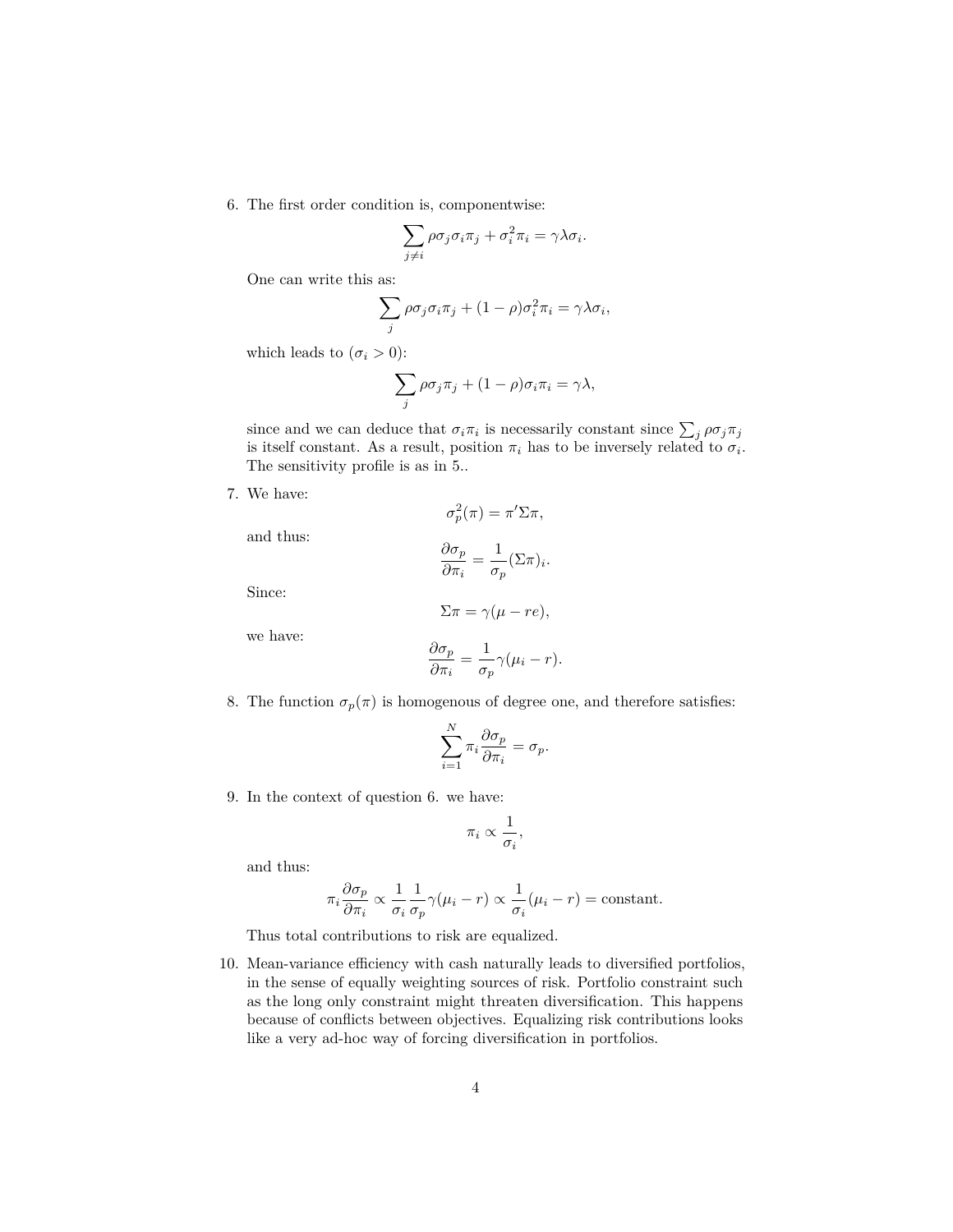6. The first order condition is, componentwise:

$$\sum_{j \neq i} \rho \sigma_j \sigma_i \pi_j + \sigma_i^2 \pi_i = \gamma \lambda \sigma_i.$$

   One can write this as:

$$\sum_{j} \rho \sigma_j \sigma_i \pi_j + (1-\rho) \sigma_i^2 \pi_i = \gamma \lambda \sigma_i,$$

   which leads to ($\sigma_i > 0$):

$$\sum_{j} \rho \sigma_j \pi_j + (1-\rho) \sigma_i \pi_i = \gamma \lambda,$$

   since and we can deduce that $\sigma_i \pi_i$ is necessarily constant since $\sum_j \rho \sigma_j \pi_j$ is itself constant. As a result, position $\pi_i$ has to be inversely related to $\sigma_i$. The sensitivity profile is as in 5..

7. We have:

$$\sigma_p^2(\pi) = \pi' \Sigma \pi,$$

   and thus:

$$\frac{\partial \sigma_p}{\partial \pi_i} = \frac{1}{\sigma_p} (\Sigma \pi)_i.$$

   Since:

$$\Sigma \pi = \gamma (\mu - re),$$

   we have:

$$\frac{\partial \sigma_p}{\partial \pi_i} = \frac{1}{\sigma_p} \gamma (\mu_i - r).$$

8. The function $\sigma_p(\pi)$ is homogenous of degree one, and therefore satisfies:

$$\sum_{i=1}^{N} \pi_i \frac{\partial \sigma_p}{\partial \pi_i} = \sigma_p.$$

9. In the context of question 6. we have:

$$\pi_i \propto \frac{1}{\sigma_i},$$

   and thus:

$$\pi_i \frac{\partial \sigma_p}{\partial \pi_i} \propto \frac{1}{\sigma_i} \frac{1}{\sigma_p} \gamma (\mu_i - r) \propto \frac{1}{\sigma_i} (\mu_i - r) = \text{constant}.$$

   Thus total contributions to risk are equalized.

10. Mean-variance efficiency with cash naturally leads to diversified portfolios, in the sense of equally weighting sources of risk. Portfolio constraint such as the long only constraint might threaten diversification. This happens because of conflicts between objectives. Equalizing risk contributions looks like a very ad-hoc way of forcing diversification in portfolios.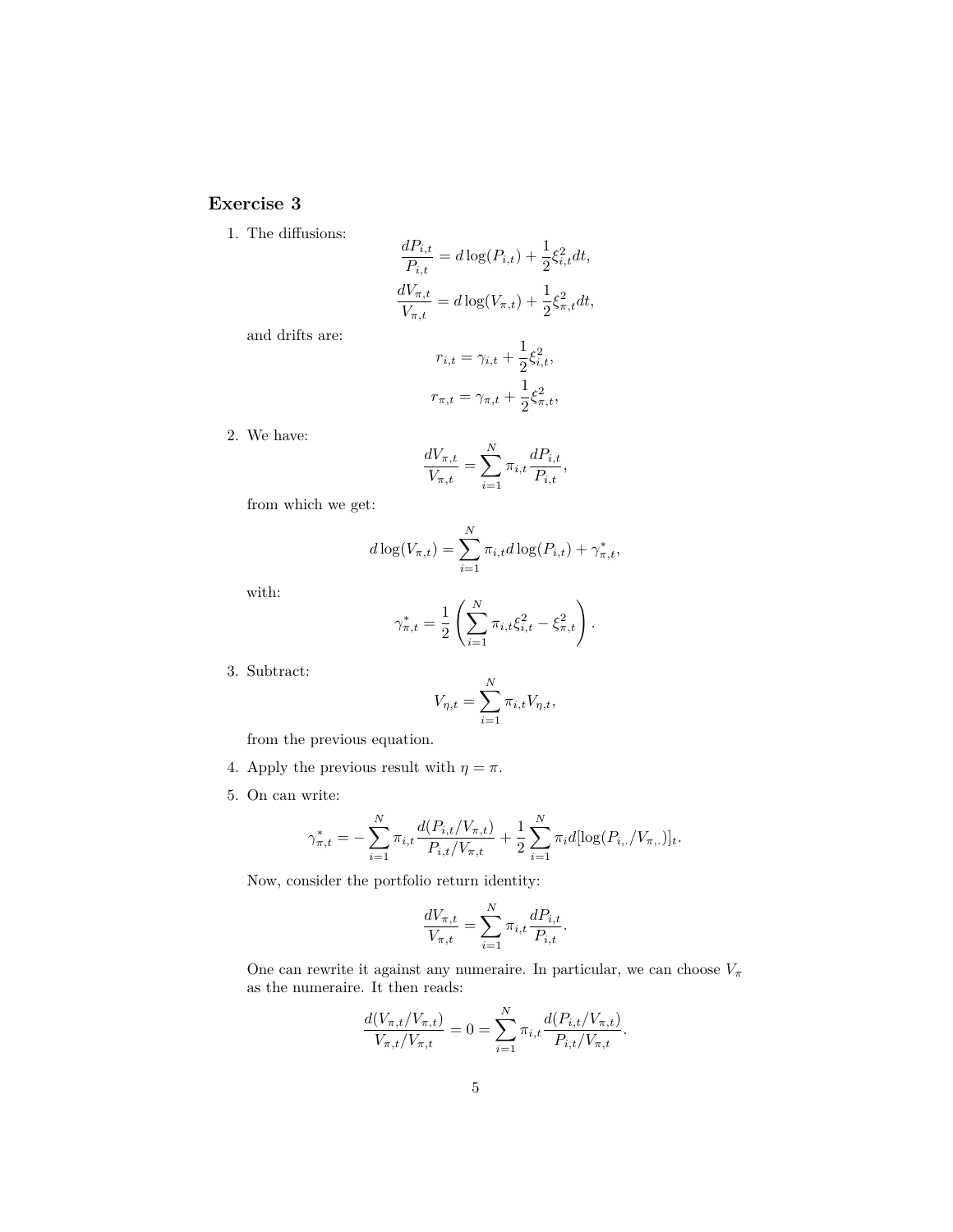## Exercise 3

1. The diffusions:

$$\frac{dP_{i,t}}{P_{i,t}} = d\log(P_{i,t}) + \frac{1}{2}\xi_{i,t}^2 dt,$$

$$\frac{dV_{\pi,t}}{V_{\pi,t}} = d\log(V_{\pi,t}) + \frac{1}{2}\xi_{\pi,t}^2 dt,$$

and drifts are:

$$r_{i,t} = \gamma_{i,t} + \frac{1}{2}\xi_{i,t}^2,$$

$$r_{\pi,t} = \gamma_{\pi,t} + \frac{1}{2}\xi_{\pi,t}^2,$$

2. We have:

$$\frac{dV_{\pi,t}}{V_{\pi,t}} = \sum_{i=1}^{N} \pi_{i,t} \frac{dP_{i,t}}{P_{i,t}},$$

from which we get:

$$d\log(V_{\pi,t}) = \sum_{i=1}^{N} \pi_{i,t} d\log(P_{i,t}) + \gamma_{\pi,t}^*,$$

with:

$$\gamma_{\pi,t}^* = \frac{1}{2}\left(\sum_{i=1}^{N} \pi_{i,t}\xi_{i,t}^2 - \xi_{\pi,t}^2\right).$$

3. Subtract:

$$V_{\eta,t} = \sum_{i=1}^{N} \pi_{i,t} V_{\eta,t},$$

from the previous equation.

4. Apply the previous result with $\eta = \pi$.

5. On can write:

$$\gamma_{\pi,t}^* = -\sum_{i=1}^{N} \pi_{i,t} \frac{d(P_{i,t}/V_{\pi,t})}{P_{i,t}/V_{\pi,t}} + \frac{1}{2}\sum_{i=1}^{N} \pi_i d[\log(P_{i,.}/V_{\pi,.})]_t.$$

Now, consider the portfolio return identity:

$$\frac{dV_{\pi,t}}{V_{\pi,t}} = \sum_{i=1}^{N} \pi_{i,t} \frac{dP_{i,t}}{P_{i,t}}.$$

One can rewrite it against any numeraire. In particular, we can choose $V_\pi$ as the numeraire. It then reads:

$$\frac{d(V_{\pi,t}/V_{\pi,t})}{V_{\pi,t}/V_{\pi,t}} = 0 = \sum_{i=1}^{N} \pi_{i,t} \frac{d(P_{i,t}/V_{\pi,t})}{P_{i,t}/V_{\pi,t}}.$$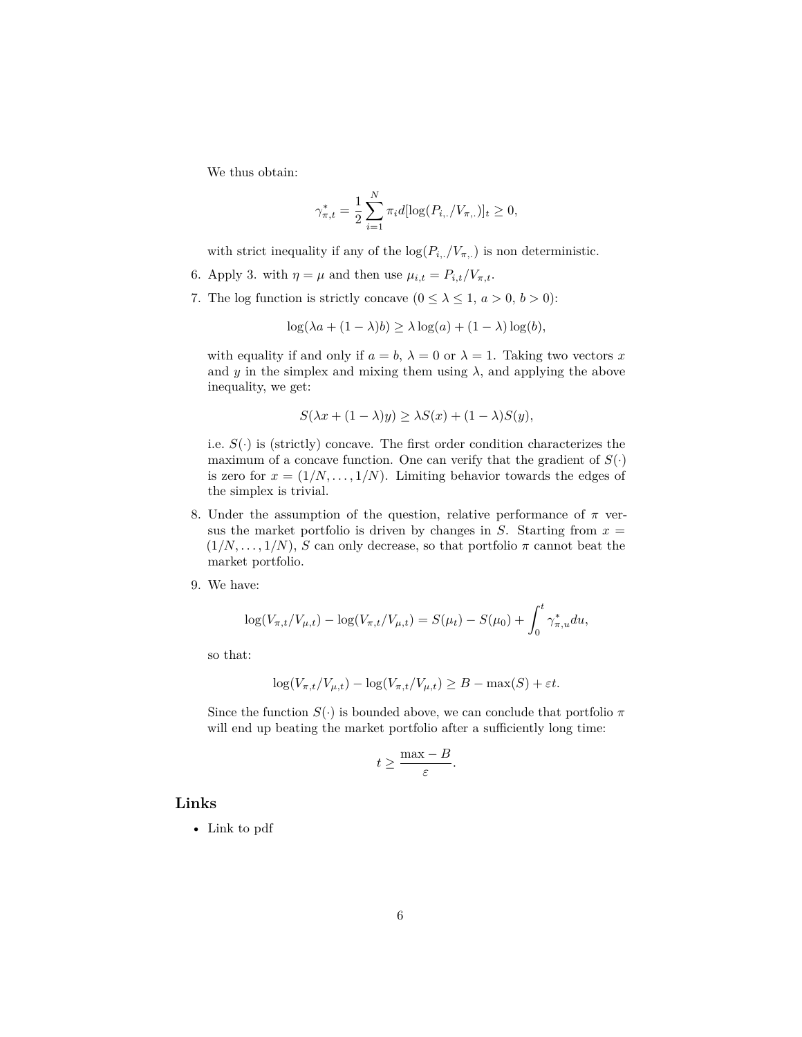We thus obtain:

$$\gamma^*_{\pi,t} = \frac{1}{2}\sum_{i=1}^{N} \pi_i d[\log(P_{i,.}/V_{\pi,.})]_t \geq 0,$$

with strict inequality if any of the $\log(P_{i,.}/V_{\pi,.})$ is non deterministic.

6. Apply 3. with $\eta = \mu$ and then use $\mu_{i,t} = P_{i,t}/V_{\pi,t}$.
7. The log function is strictly concave ($0 \leq \lambda \leq 1$, $a > 0$, $b > 0$):

   $$\log(\lambda a + (1-\lambda)b) \geq \lambda \log(a) + (1-\lambda)\log(b),$$

   with equality if and only if $a = b$, $\lambda = 0$ or $\lambda = 1$. Taking two vectors $x$ and $y$ in the simplex and mixing them using $\lambda$, and applying the above inequality, we get:

   $$S(\lambda x + (1-\lambda)y) \geq \lambda S(x) + (1-\lambda)S(y),$$

   i.e. $S(\cdot)$ is (strictly) concave. The first order condition characterizes the maximum of a concave function. One can verify that the gradient of $S(\cdot)$ is zero for $x = (1/N, \ldots, 1/N)$. Limiting behavior towards the edges of the simplex is trivial.
8. Under the assumption of the question, relative performance of $\pi$ versus the market portfolio is driven by changes in $S$. Starting from $x = (1/N, \ldots, 1/N)$, $S$ can only decrease, so that portfolio $\pi$ cannot beat the market portfolio.
9. We have:

   $$\log(V_{\pi,t}/V_{\mu,t}) - \log(V_{\pi,t}/V_{\mu,t}) = S(\mu_t) - S(\mu_0) + \int_0^t \gamma^*_{\pi,u} du,$$

   so that:

   $$\log(V_{\pi,t}/V_{\mu,t}) - \log(V_{\pi,t}/V_{\mu,t}) \geq B - \max(S) + \varepsilon t.$$

   Since the function $S(\cdot)$ is bounded above, we can conclude that portfolio $\pi$ will end up beating the market portfolio after a sufficiently long time:

   $$t \geq \frac{\max - B}{\varepsilon}.$$

## Links

- Link to pdf